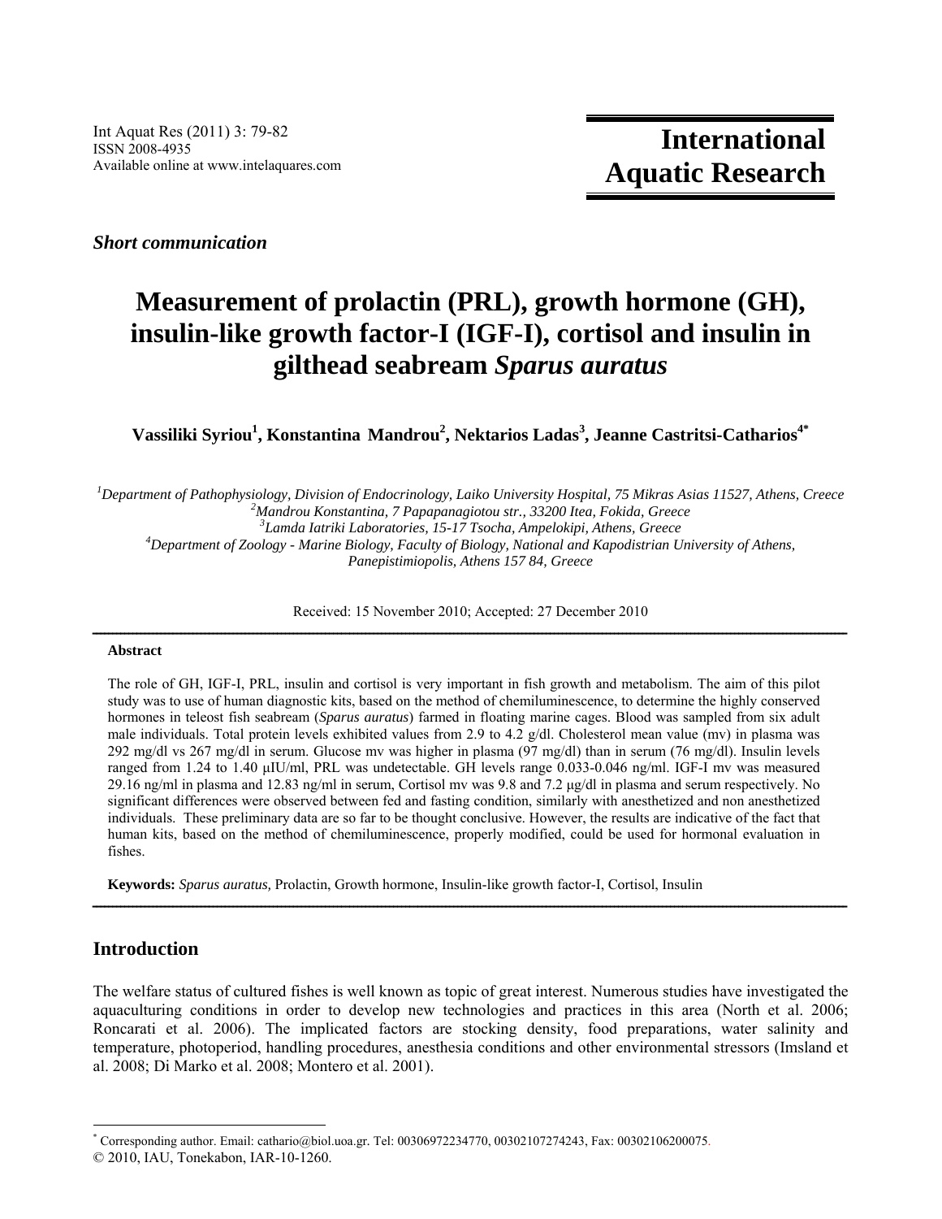*Short communication*

# Measurement of prolactin (PRL), growth hormone (GH), insulin-like growth factor-I (IGF-I), cortisol and insulin in gilthead seabream *Sparus auratus*

**Vassiliki Syriou[1], Konstantina Mandrou[2], Nektarios Ladas[3], Jeanne Castritsi-Catharios[4*]**

*[1]Department of Pathophysiology, Division of Endocrinology, Laiko University Hospital, 75 Mikras Asias 11527, Athens, Creece*
*[2]Mandrou Konstantina, 7 Papapanagiotou str., 33200 Itea, Fokida, Greece*
*[3]Lamda Iatriki Laboratories, 15-17 Tsocha, Ampelokipi, Athens, Greece*
*[4]Department of Zoology - Marine Biology, Faculty of Biology, National and Kapodistrian University of Athens, Panepistimiopolis, Athens 157 84, Greece*

Received: 15 November 2010; Accepted: 27 December 2010

---

**Abstract**

The role of GH, IGF-I, PRL, insulin and cortisol is very important in fish growth and metabolism. The aim of this pilot study was to use of human diagnostic kits, based on the method of chemiluminescence, to determine the highly conserved hormones in teleost fish seabream (*Sparus auratus*) farmed in floating marine cages. Blood was sampled from six adult male individuals. Total protein levels exhibited values from 2.9 to 4.2 g/dl. Cholesterol mean value (mv) in plasma was 292 mg/dl vs 267 mg/dl in serum. Glucose mv was higher in plasma (97 mg/dl) than in serum (76 mg/dl). Insulin levels ranged from 1.24 to 1.40 μIU/ml, PRL was undetectable. GH levels range 0.033-0.046 ng/ml. IGF-I mv was measured 29.16 ng/ml in plasma and 12.83 ng/ml in serum, Cortisol mv was 9.8 and 7.2 μg/dl in plasma and serum respectively. No significant differences were observed between fed and fasting condition, similarly with anesthetized and non anesthetized individuals. These preliminary data are so far to be thought conclusive. However, the results are indicative of the fact that human kits, based on the method of chemiluminescence, properly modified, could be used for hormonal evaluation in fishes.

**Keywords:** *Sparus auratus,* Prolactin, Growth hormone, Insulin-like growth factor-I, Cortisol, Insulin

---

## Introduction

The welfare status of cultured fishes is well known as topic of great interest. Numerous studies have investigated the aquaculturing conditions in order to develop new technologies and practices in this area (North et al. 2006; Roncarati et al. 2006). The implicated factors are stocking density, food preparations, water salinity and temperature, photoperiod, handling procedures, anesthesia conditions and other environmental stressors (Imsland et al. 2008; Di Marko et al. 2008; Montero et al. 2001).

---

* Corresponding author. Email: cathario@biol.uoa.gr. Tel: 00306972234770, 00302107274243, Fax: 00302106200075.
© 2010, IAU, Tonekabon, IAR-10-1260.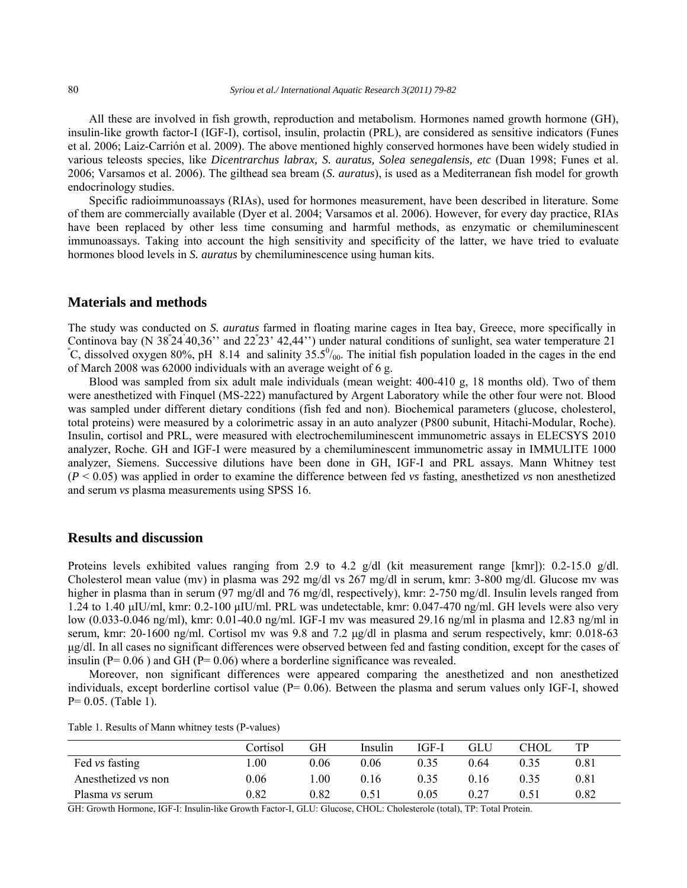All these are involved in fish growth, reproduction and metabolism. Hormones named growth hormone (GH), insulin-like growth factor-I (IGF-I), cortisol, insulin, prolactin (PRL), are considered as sensitive indicators (Funes et al. 2006; Laiz-Carrión et al. 2009). The above mentioned highly conserved hormones have been widely studied in various teleosts species, like *Dicentrarchus labrax, S. auratus, Solea senegalensis, etc* (Duan 1998; Funes et al. 2006; Varsamos et al. 2006). The gilthead sea bream (*S. auratus*), is used as a Mediterranean fish model for growth endocrinology studies.

Specific radioimmunoassays (RIAs), used for hormones measurement, have been described in literature. Some of them are commercially available (Dyer et al. 2004; Varsamos et al. 2006). However, for every day practice, RIAs have been replaced by other less time consuming and harmful methods, as enzymatic or chemiluminescent immunoassays. Taking into account the high sensitivity and specificity of the latter, we have tried to evaluate hormones blood levels in *S. auratus* by chemiluminescence using human kits.

## Materials and methods

The study was conducted on *S. auratus* farmed in floating marine cages in Itea bay, Greece, more specifically in Continova bay (N 38°24'40,36'' and 22°23' 42,44'') under natural conditions of sunlight, sea water temperature 21 °C, dissolved oxygen 80%, pH 8.14 and salinity 35.5‰. The initial fish population loaded in the cages in the end of March 2008 was 62000 individuals with an average weight of 6 g.

Blood was sampled from six adult male individuals (mean weight: 400-410 g, 18 months old). Two of them were anesthetized with Finquel (MS-222) manufactured by Argent Laboratory while the other four were not. Blood was sampled under different dietary conditions (fish fed and non). Biochemical parameters (glucose, cholesterol, total proteins) were measured by a colorimetric assay in an auto analyzer (P800 subunit, Hitachi-Modular, Roche). Insulin, cortisol and PRL, were measured with electrochemiluminescent immunometric assays in ELECSYS 2010 analyzer, Roche. GH and IGF-I were measured by a chemiluminescent immunometric assay in IMMULITE 1000 analyzer, Siemens. Successive dilutions have been done in GH, IGF-I and PRL assays. Mann Whitney test ($P < 0.05$) was applied in order to examine the difference between fed *vs* fasting, anesthetized *vs* non anesthetized and serum *vs* plasma measurements using SPSS 16.

## Results and discussion

Proteins levels exhibited values ranging from 2.9 to 4.2 g/dl (kit measurement range [kmr]): 0.2-15.0 g/dl. Cholesterol mean value (mv) in plasma was 292 mg/dl vs 267 mg/dl in serum, kmr: 3-800 mg/dl. Glucose mv was higher in plasma than in serum (97 mg/dl and 76 mg/dl, respectively), kmr: 2-750 mg/dl. Insulin levels ranged from 1.24 to 1.40 μIU/ml, kmr: 0.2-100 μIU/ml. PRL was undetectable, kmr: 0.047-470 ng/ml. GH levels were also very low (0.033-0.046 ng/ml), kmr: 0.01-40.0 ng/ml. IGF-I mv was measured 29.16 ng/ml in plasma and 12.83 ng/ml in serum, kmr: 20-1600 ng/ml. Cortisol mv was 9.8 and 7.2 μg/dl in plasma and serum respectively, kmr: 0.018-63 μg/dl. In all cases no significant differences were observed between fed and fasting condition, except for the cases of insulin ($P = 0.06$ ) and GH ($P = 0.06$) where a borderline significance was revealed.

Moreover, non significant differences were appeared comparing the anesthetized and non anesthetized individuals, except borderline cortisol value ($P = 0.06$). Between the plasma and serum values only IGF-I, showed $P = 0.05$. (Table 1).

Table 1. Results of Mann whitney tests (P-values)

| | Cortisol | GH | Insulin | IGF-I | GLU | CHOL | TP |
|---|---|---|---|---|---|---|---|
| Fed *vs* fasting | 1.00 | 0.06 | 0.06 | 0.35 | 0.64 | 0.35 | 0.81 |
| Anesthetized *vs* non | 0.06 | 1.00 | 0.16 | 0.35 | 0.16 | 0.35 | 0.81 |
| Plasma *vs* serum | 0.82 | 0.82 | 0.51 | 0.05 | 0.27 | 0.51 | 0.82 |

GH: Growth Hormone, IGF-I: Insulin-like Growth Factor-I, GLU: Glucose, CHOL: Cholesterole (total), TP: Total Protein.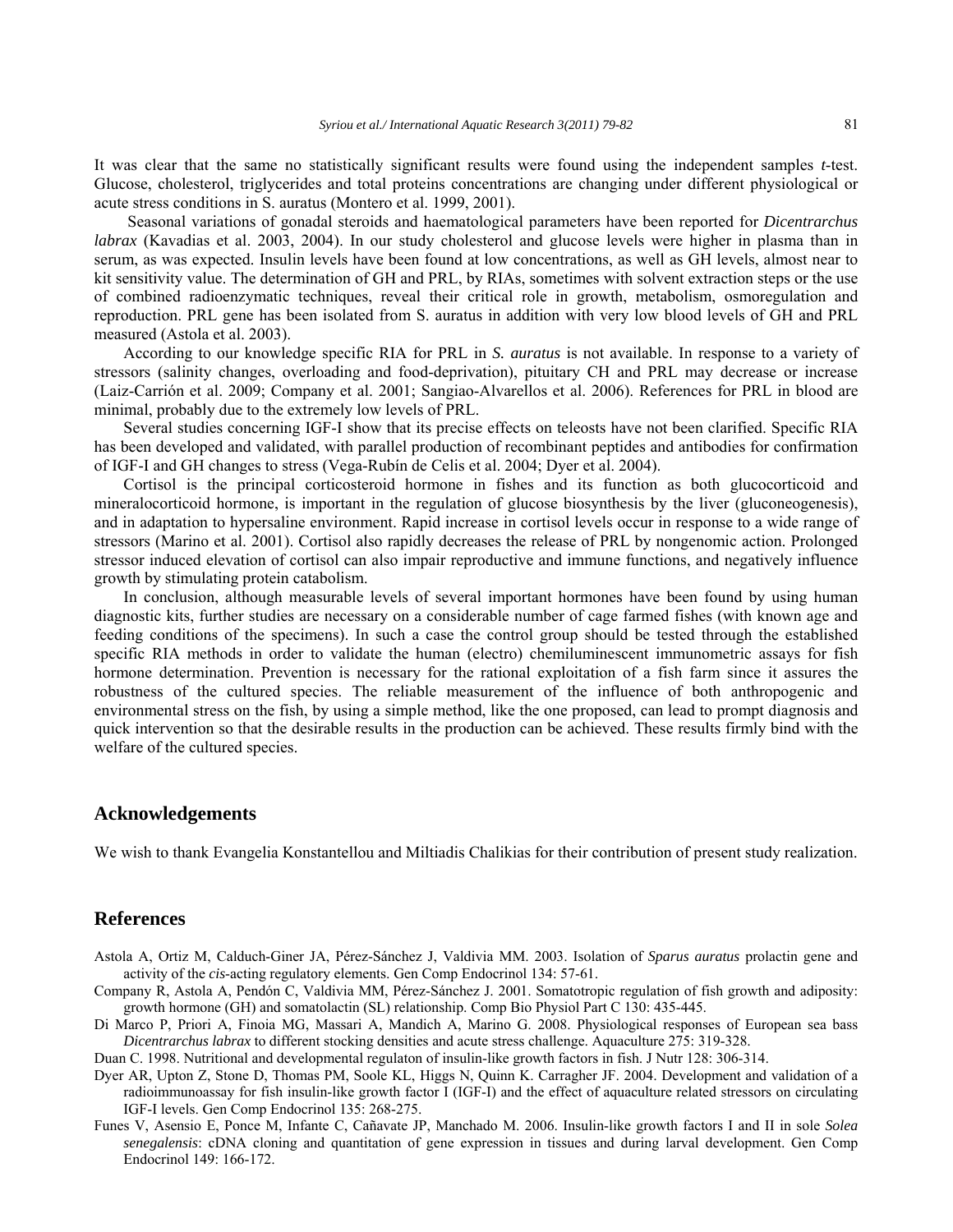It was clear that the same no statistically significant results were found using the independent samples *t*-test. Glucose, cholesterol, triglycerides and total proteins concentrations are changing under different physiological or acute stress conditions in S. auratus (Montero et al. 1999, 2001).

Seasonal variations of gonadal steroids and haematological parameters have been reported for *Dicentrarchus labrax* (Kavadias et al. 2003, 2004). In our study cholesterol and glucose levels were higher in plasma than in serum, as was expected. Insulin levels have been found at low concentrations, as well as GH levels, almost near to kit sensitivity value. The determination of GH and PRL, by RIAs, sometimes with solvent extraction steps or the use of combined radioenzymatic techniques, reveal their critical role in growth, metabolism, osmoregulation and reproduction. PRL gene has been isolated from S. auratus in addition with very low blood levels of GH and PRL measured (Astola et al. 2003).

According to our knowledge specific RIA for PRL in *S. auratus* is not available. In response to a variety of stressors (salinity changes, overloading and food-deprivation), pituitary CH and PRL may decrease or increase (Laiz-Carrión et al. 2009; Company et al. 2001; Sangiao-Alvarellos et al. 2006). References for PRL in blood are minimal, probably due to the extremely low levels of PRL.

Several studies concerning IGF-I show that its precise effects on teleosts have not been clarified. Specific RIA has been developed and validated, with parallel production of recombinant peptides and antibodies for confirmation of IGF-I and GH changes to stress (Vega-Rubín de Celis et al. 2004; Dyer et al. 2004).

Cortisol is the principal corticosteroid hormone in fishes and its function as both glucocorticoid and mineralocorticoid hormone, is important in the regulation of glucose biosynthesis by the liver (gluconeogenesis), and in adaptation to hypersaline environment. Rapid increase in cortisol levels occur in response to a wide range of stressors (Marino et al. 2001). Cortisol also rapidly decreases the release of PRL by nongenomic action. Prolonged stressor induced elevation of cortisol can also impair reproductive and immune functions, and negatively influence growth by stimulating protein catabolism.

In conclusion, although measurable levels of several important hormones have been found by using human diagnostic kits, further studies are necessary on a considerable number of cage farmed fishes (with known age and feeding conditions of the specimens). In such a case the control group should be tested through the established specific RIA methods in order to validate the human (electro) chemiluminescent immunometric assays for fish hormone determination. Prevention is necessary for the rational exploitation of a fish farm since it assures the robustness of the cultured species. The reliable measurement of the influence of both anthropogenic and environmental stress on the fish, by using a simple method, like the one proposed, can lead to prompt diagnosis and quick intervention so that the desirable results in the production can be achieved. These results firmly bind with the welfare of the cultured species.

## Acknowledgements

We wish to thank Evangelia Konstantellou and Miltiadis Chalikias for their contribution of present study realization.

## References

Astola A, Ortiz M, Calduch-Giner JA, Pérez-Sánchez J, Valdivia MM. 2003. Isolation of *Sparus auratus* prolactin gene and activity of the *cis*-acting regulatory elements. Gen Comp Endocrinol 134: 57-61.

Company R, Astola A, Pendón C, Valdivia MM, Pérez-Sánchez J. 2001. Somatotropic regulation of fish growth and adiposity: growth hormone (GH) and somatolactin (SL) relationship. Comp Bio Physiol Part C 130: 435-445.

Di Marco P, Priori A, Finoia MG, Massari A, Mandich A, Marino G. 2008. Physiological responses of European sea bass *Dicentrarchus labrax* to different stocking densities and acute stress challenge. Aquaculture 275: 319-328.

Duan C. 1998. Nutritional and developmental regulaton of insulin-like growth factors in fish. J Nutr 128: 306-314.

Dyer AR, Upton Z, Stone D, Thomas PM, Soole KL, Higgs N, Quinn K. Carragher JF. 2004. Development and validation of a radioimmunoassay for fish insulin-like growth factor I (IGF-I) and the effect of aquaculture related stressors on circulating IGF-I levels. Gen Comp Endocrinol 135: 268-275.

Funes V, Asensio E, Ponce M, Infante C, Cañavate JP, Manchado M. 2006. Insulin-like growth factors I and II in sole *Solea senegalensis*: cDNA cloning and quantitation of gene expression in tissues and during larval development. Gen Comp Endocrinol 149: 166-172.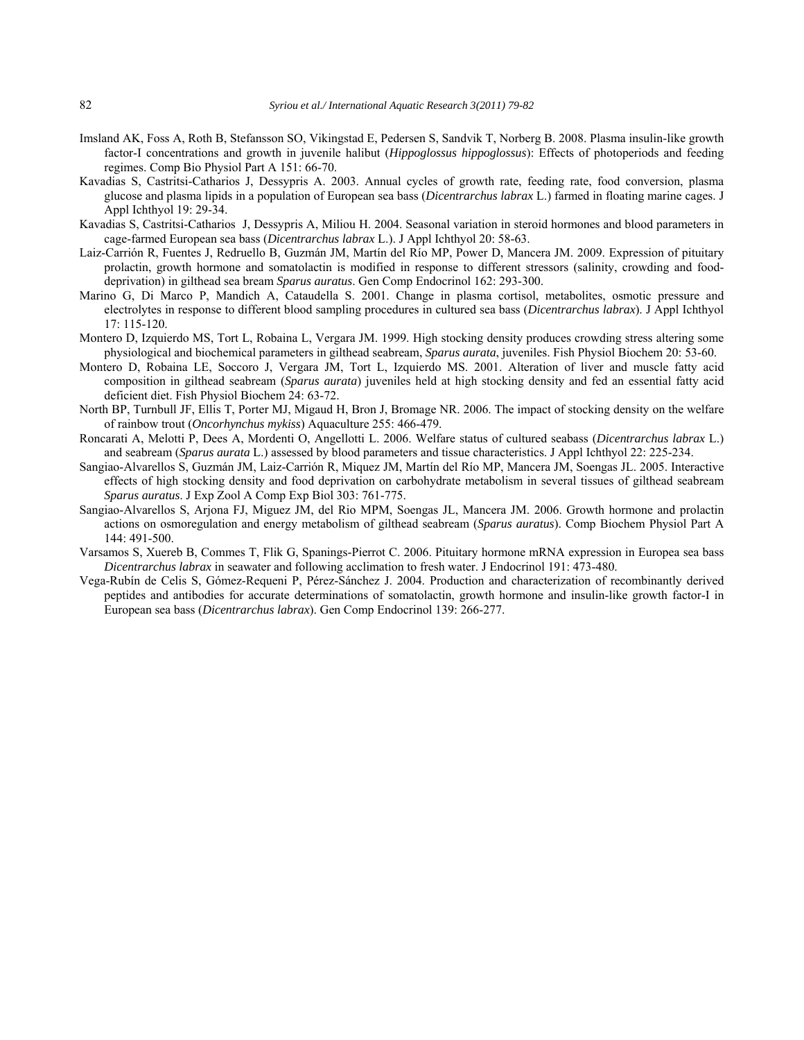Imsland AK, Foss A, Roth B, Stefansson SO, Vikingstad E, Pedersen S, Sandvik T, Norberg B. 2008. Plasma insulin-like growth factor-I concentrations and growth in juvenile halibut (*Hippoglossus hippoglossus*): Effects of photoperiods and feeding regimes. Comp Bio Physiol Part A 151: 66-70.

Kavadias S, Castritsi-Catharios J, Dessypris A. 2003. Annual cycles of growth rate, feeding rate, food conversion, plasma glucose and plasma lipids in a population of European sea bass (*Dicentrarchus labrax* L.) farmed in floating marine cages. J Appl Ichthyol 19: 29-34.

Kavadias S, Castritsi-Catharios J, Dessypris A, Miliou H. 2004. Seasonal variation in steroid hormones and blood parameters in cage-farmed European sea bass (*Dicentrarchus labrax* L.). J Appl Ichthyol 20: 58-63.

Laiz-Carrión R, Fuentes J, Redruello B, Guzmán JM, Martín del Río MP, Power D, Mancera JM. 2009. Expression of pituitary prolactin, growth hormone and somatolactin is modified in response to different stressors (salinity, crowding and food-deprivation) in gilthead sea bream *Sparus auratus*. Gen Comp Endocrinol 162: 293-300.

Marino G, Di Marco P, Mandich A, Cataudella S. 2001. Change in plasma cortisol, metabolites, osmotic pressure and electrolytes in response to different blood sampling procedures in cultured sea bass (*Dicentrarchus labrax*). J Appl Ichthyol 17: 115-120.

Montero D, Izquierdo MS, Tort L, Robaina L, Vergara JM. 1999. High stocking density produces crowding stress altering some physiological and biochemical parameters in gilthead seabream, *Sparus aurata*, juveniles. Fish Physiol Biochem 20: 53-60.

Montero D, Robaina LE, Soccoro J, Vergara JM, Tort L, Izquierdo MS. 2001. Alteration of liver and muscle fatty acid composition in gilthead seabream (*Sparus aurata*) juveniles held at high stocking density and fed an essential fatty acid deficient diet. Fish Physiol Biochem 24: 63-72.

North BP, Turnbull JF, Ellis T, Porter MJ, Migaud H, Bron J, Bromage NR. 2006. The impact of stocking density on the welfare of rainbow trout (*Oncorhynchus mykiss*) Aquaculture 255: 466-479.

Roncarati A, Melotti P, Dees A, Mordenti O, Angellotti L. 2006. Welfare status of cultured seabass (*Dicentrarchus labrax* L.) and seabream (*Sparus aurata* L.) assessed by blood parameters and tissue characteristics. J Appl Ichthyol 22: 225-234.

Sangiao-Alvarellos S, Guzmán JM, Laiz-Carrión R, Miquez JM, Martín del Río MP, Mancera JM, Soengas JL. 2005. Interactive effects of high stocking density and food deprivation on carbohydrate metabolism in several tissues of gilthead seabream *Sparus auratus*. J Exp Zool A Comp Exp Biol 303: 761-775.

Sangiao-Alvarellos S, Arjona FJ, Miguez JM, del Rio MPM, Soengas JL, Mancera JM. 2006. Growth hormone and prolactin actions on osmoregulation and energy metabolism of gilthead seabream (*Sparus auratus*). Comp Biochem Physiol Part A 144: 491-500.

Varsamos S, Xuereb B, Commes T, Flik G, Spanings-Pierrot C. 2006. Pituitary hormone mRNA expression in Europea sea bass *Dicentrarchus labrax* in seawater and following acclimation to fresh water. J Endocrinol 191: 473-480.

Vega-Rubín de Celis S, Gómez-Requeni P, Pérez-Sánchez J. 2004. Production and characterization of recombinantly derived peptides and antibodies for accurate determinations of somatolactin, growth hormone and insulin-like growth factor-I in European sea bass (*Dicentrarchus labrax*). Gen Comp Endocrinol 139: 266-277.